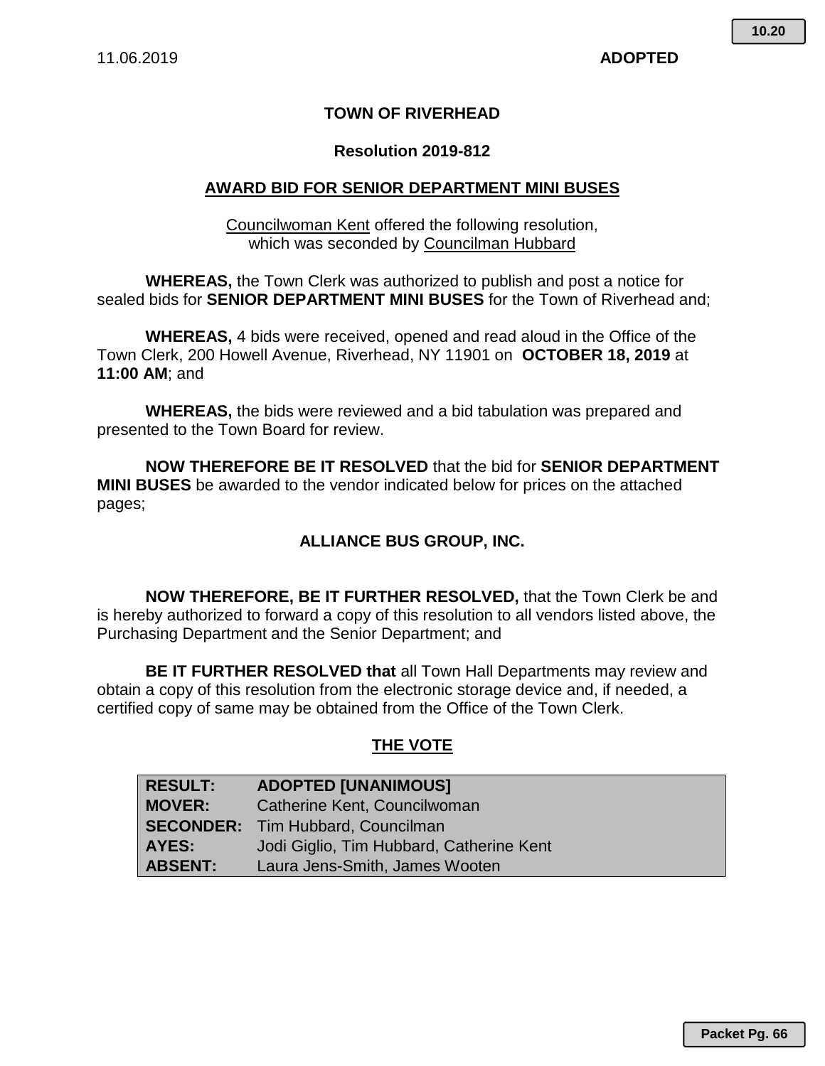10.20

11.06.2019 **ADOPTED**

# TOWN OF RIVERHEAD

## Resolution 2019-812

## AWARD BID FOR SENIOR DEPARTMENT MINI BUSES

Councilwoman Kent offered the following resolution,
which was seconded by Councilman Hubbard

**WHEREAS,** the Town Clerk was authorized to publish and post a notice for sealed bids for **SENIOR DEPARTMENT MINI BUSES** for the Town of Riverhead and;

**WHEREAS,** 4 bids were received, opened and read aloud in the Office of the Town Clerk, 200 Howell Avenue, Riverhead, NY 11901 on **OCTOBER 18, 2019** at **11:00 AM**; and

**WHEREAS,** the bids were reviewed and a bid tabulation was prepared and presented to the Town Board for review.

**NOW THEREFORE BE IT RESOLVED** that the bid for **SENIOR DEPARTMENT MINI BUSES** be awarded to the vendor indicated below for prices on the attached pages;

**ALLIANCE BUS GROUP, INC.**

**NOW THEREFORE, BE IT FURTHER RESOLVED,** that the Town Clerk be and is hereby authorized to forward a copy of this resolution to all vendors listed above, the Purchasing Department and the Senior Department; and

**BE IT FURTHER RESOLVED that** all Town Hall Departments may review and obtain a copy of this resolution from the electronic storage device and, if needed, a certified copy of same may be obtained from the Office of the Town Clerk.

## THE VOTE

| | |
|---|---|
| **RESULT:** | **ADOPTED [UNANIMOUS]** |
| **MOVER:** | Catherine Kent, Councilwoman |
| **SECONDER:** | Tim Hubbard, Councilman |
| **AYES:** | Jodi Giglio, Tim Hubbard, Catherine Kent |
| **ABSENT:** | Laura Jens-Smith, James Wooten |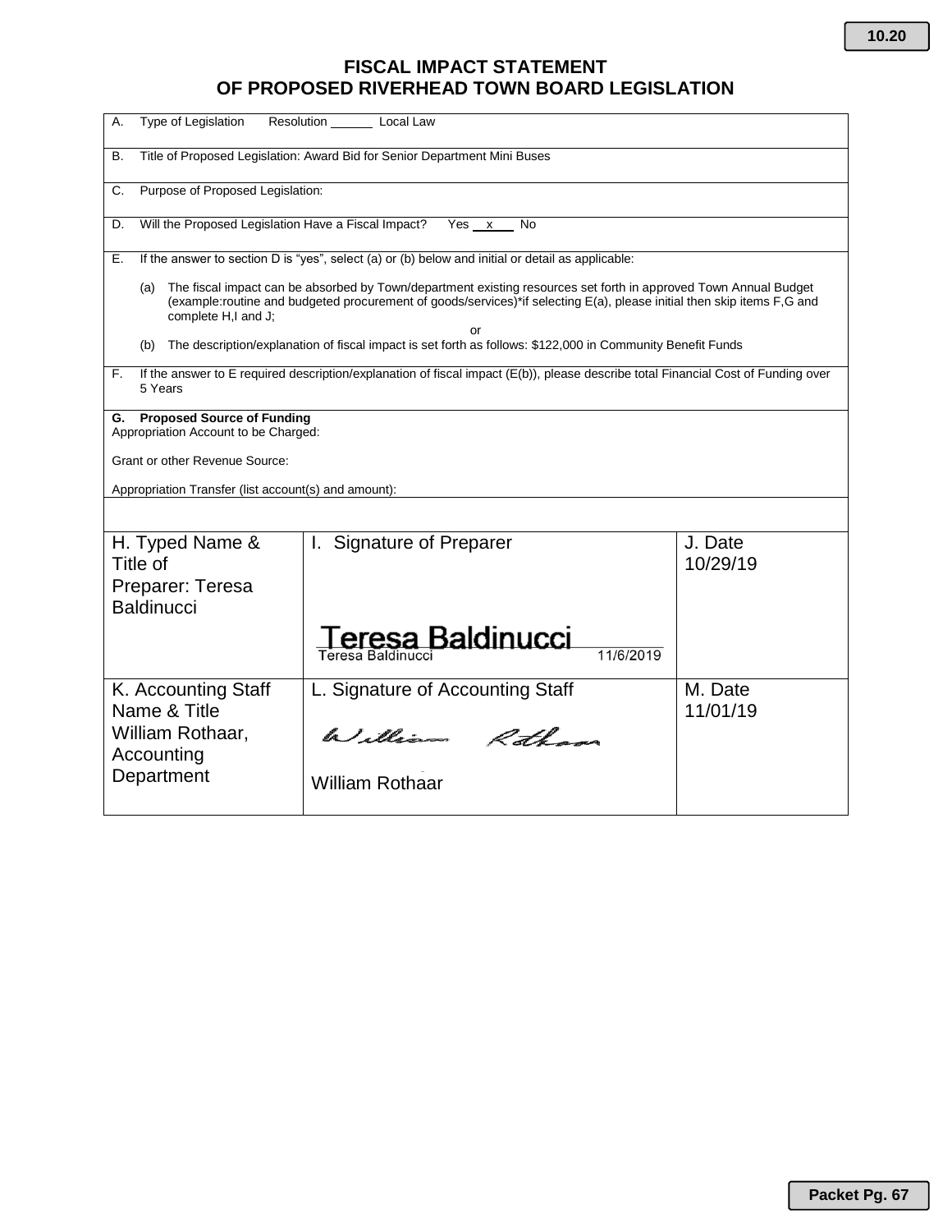# FISCAL IMPACT STATEMENT
# OF PROPOSED RIVERHEAD TOWN BOARD LEGISLATION

A. Type of Legislation Resolution ______ Local Law

B. Title of Proposed Legislation: Award Bid for Senior Department Mini Buses

C. Purpose of Proposed Legislation:

D. Will the Proposed Legislation Have a Fiscal Impact? Yes __x__ No

E. If the answer to section D is "yes", select (a) or (b) below and initial or detail as applicable:

(a) The fiscal impact can be absorbed by Town/department existing resources set forth in approved Town Annual Budget (example:routine and budgeted procurement of goods/services)*if selecting E(a), please initial then skip items F,G and complete H,I and J;

or

(b) The description/explanation of fiscal impact is set forth as follows: $122,000 in Community Benefit Funds

F. If the answer to E required description/explanation of fiscal impact (E(b)), please describe total Financial Cost of Funding over 5 Years

**G. Proposed Source of Funding**
Appropriation Account to be Charged:

Grant or other Revenue Source:

Appropriation Transfer (list account(s) and amount):

| H. Typed Name & Title of Preparer: Teresa Baldinucci | I. Signature of Preparer<br>Teresa Baldinucci<br>Teresa Baldinucci 11/6/2019 | J. Date<br>10/29/19 |
|---|---|---|
| K. Accounting Staff Name & Title<br>William Rothaar, Accounting Department | L. Signature of Accounting Staff<br>William Rothaar<br>William Rothaar | M. Date<br>11/01/19 |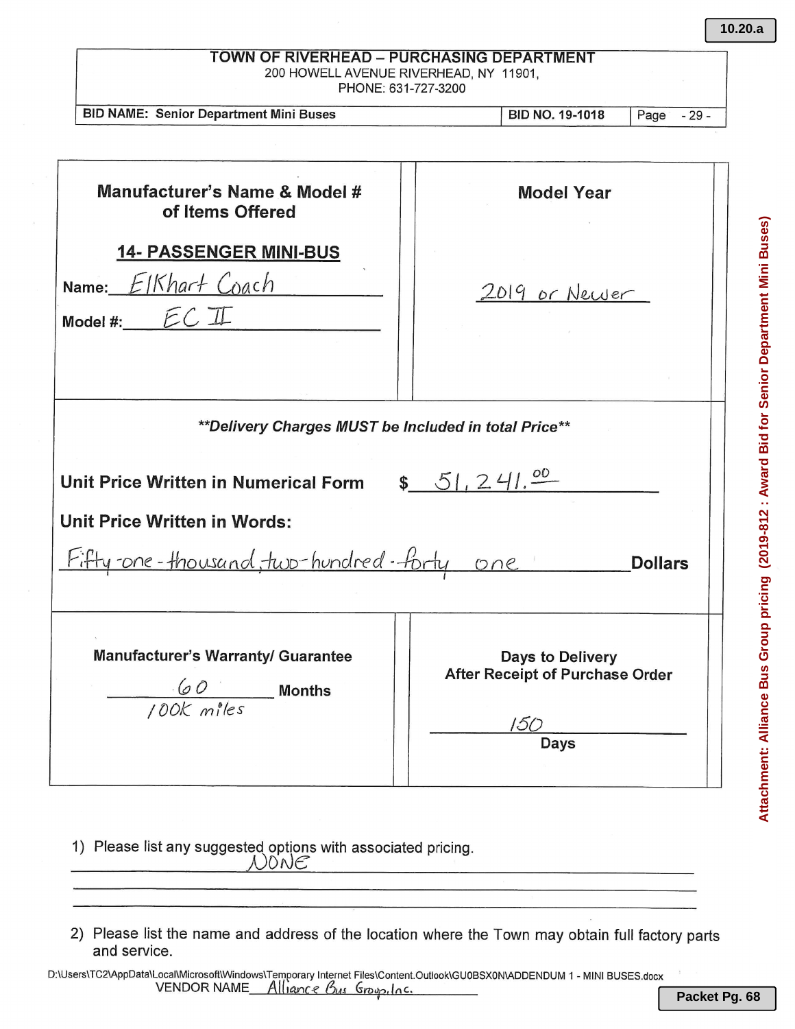**TOWN OF RIVERHEAD – PURCHASING DEPARTMENT**
200 HOWELL AVENUE RIVERHEAD, NY 11901,
PHONE: 631-727-3200

| BID NAME: Senior Department Mini Buses | BID NO. 19-1018 | Page - 29 - |
|---|---|---|

| Manufacturer's Name & Model # of Items Offered | Model Year |
|---|---|
| **14- PASSENGER MINI-BUS**<br>Name: Elkhart Coach<br>Model #: EC II | 2019 or Newer |

***\*\*Delivery Charges MUST be Included in total Price\*\****

**Unit Price Written in Numerical Form** $ 51,241.00

**Unit Price Written in Words:**

Fifty-one-thousand, two-hundred-forty one **Dollars**

| Manufacturer's Warranty/ Guarantee | Days to Delivery After Receipt of Purchase Order |
|---|---|
| 60 Months<br>100K miles | 150 Days |

1) Please list any suggested options with associated pricing.
NONE

2) Please list the name and address of the location where the Town may obtain full factory parts and service.

D:\Users\TC2\AppData\Local\Microsoft\Windows\Temporary Internet Files\Content.Outlook\GU0BSX0N\ADDENDUM 1 - MINI BUSES.docx

VENDOR NAME Alliance Bus Group, Inc.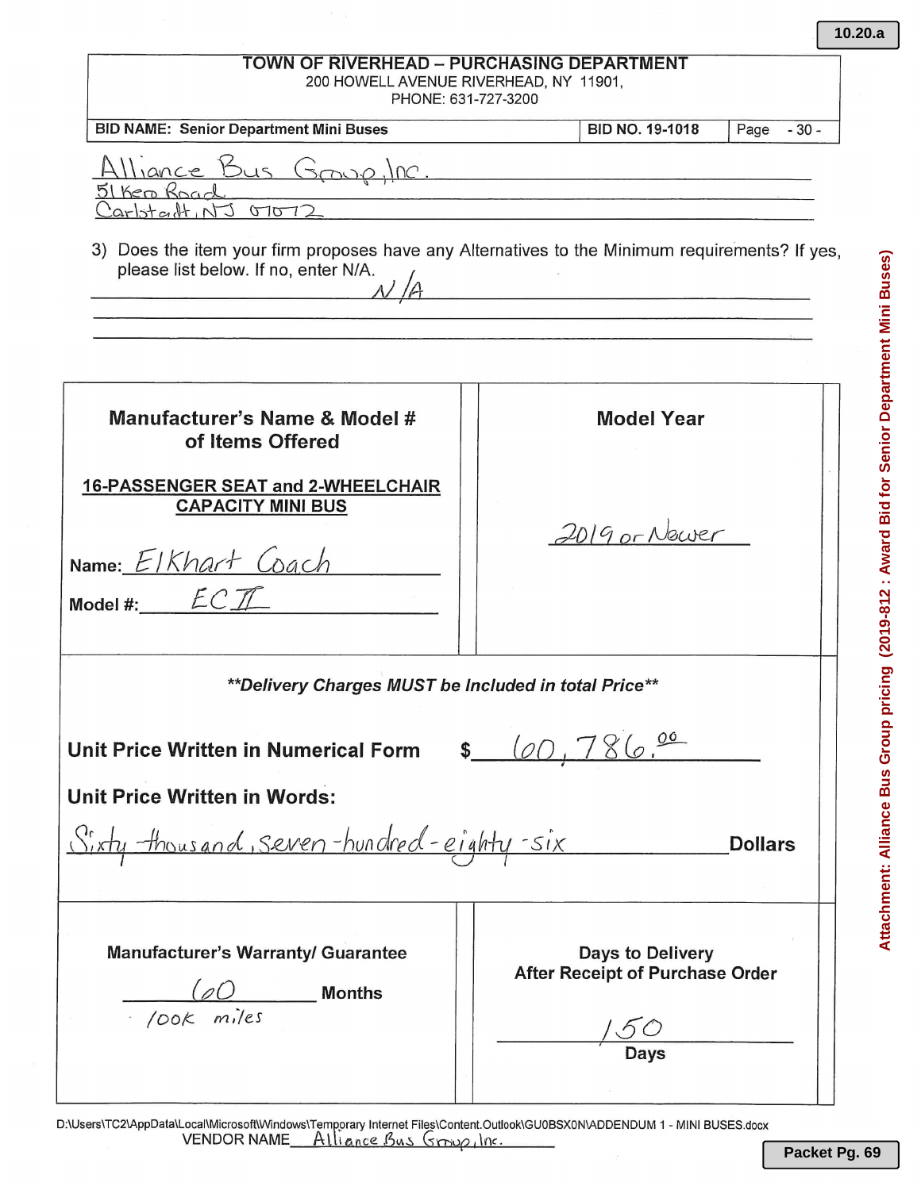**TOWN OF RIVERHEAD – PURCHASING DEPARTMENT**
200 HOWELL AVENUE RIVERHEAD, NY 11901,
PHONE: 631-727-3200

| BID NAME: Senior Department Mini Buses | BID NO. 19-1018 | Page - 30 - |
|---|---|---|

Alliance Bus Group, Inc.
51 Kero Road
Carlstadt, NJ 07072

3) Does the item your firm proposes have any Alternatives to the Minimum requirements? If yes, please list below. If no, enter N/A.

N/A

| **Manufacturer's Name & Model # of Items Offered** | **Model Year** |
|---|---|
| **16-PASSENGER SEAT and 2-WHEELCHAIR CAPACITY MINI BUS**<br><br>Name: Elkhart Coach<br><br>Model #: EC II | 2019 or Newer |

***\*\*Delivery Charges MUST be Included in total Price\*\****

**Unit Price Written in Numerical Form** $ 60,786.00

**Unit Price Written in Words:**

Sixty thousand, seven-hundred-eighty-six **Dollars**

| **Manufacturer's Warranty/ Guarantee** | **Days to Delivery After Receipt of Purchase Order** |
|---|---|
| 60 **Months**<br>100k miles | 150 **Days** |

D:\Users\TC2\AppData\Local\Microsoft\Windows\Temporary Internet Files\Content.Outlook\GU0BSX0N\ADDENDUM 1 - MINI BUSES.docx

VENDOR NAME Alliance Bus Group, Inc.